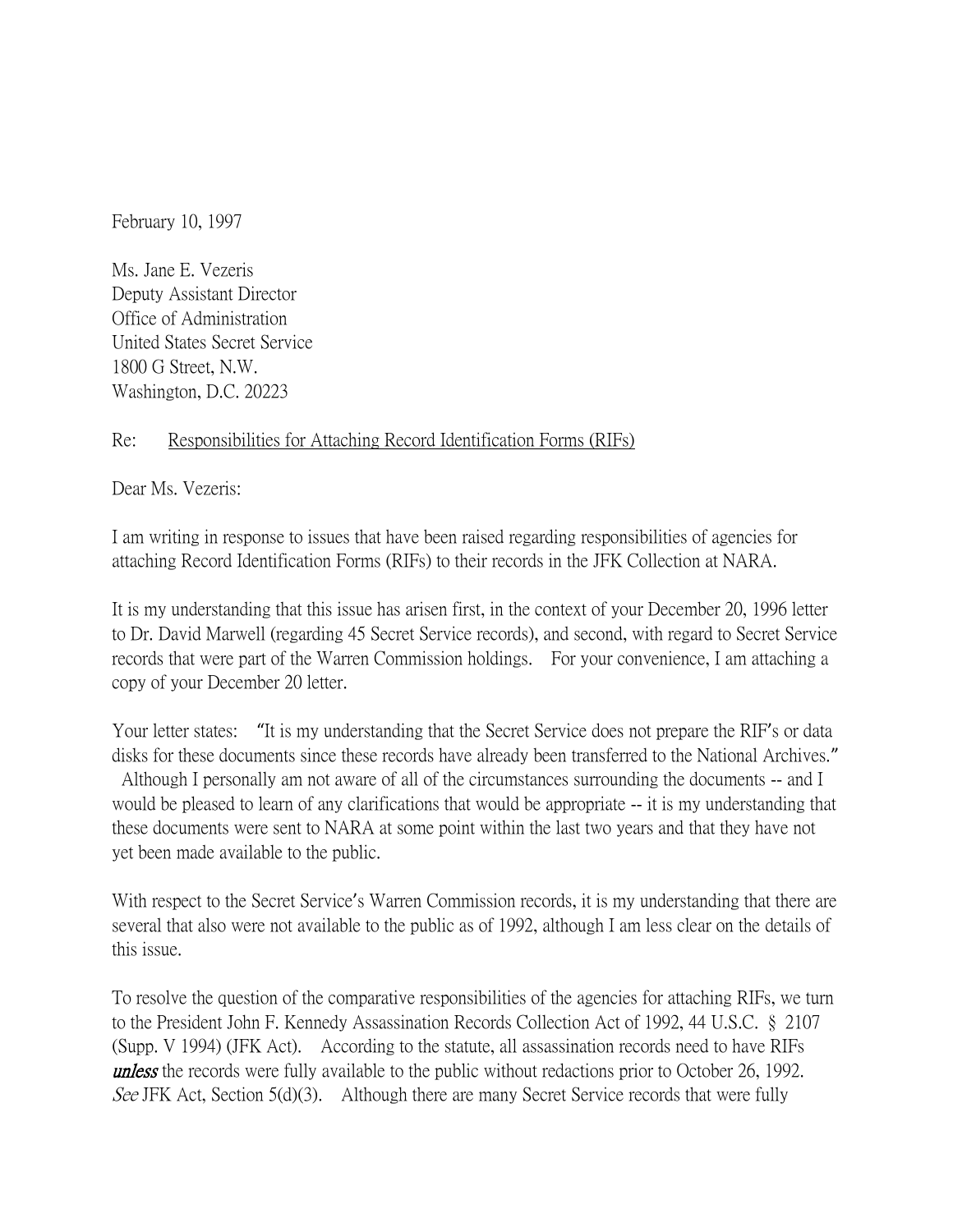February 10, 1997

Ms. Jane E. Vezeris  
Deputy Assistant Director  
Office of Administration  
United States Secret Service  
1800 G Street, N.W.  
Washington, D.C. 20223

Re: Responsibilities for Attaching Record Identification Forms (RIFs)

Dear Ms. Vezeris:

I am writing in response to issues that have been raised regarding responsibilities of agencies for attaching Record Identification Forms (RIFs) to their records in the JFK Collection at NARA.

It is my understanding that this issue has arisen first, in the context of your December 20, 1996 letter to Dr. David Marwell (regarding 45 Secret Service records), and second, with regard to Secret Service records that were part of the Warren Commission holdings. For your convenience, I am attaching a copy of your December 20 letter.

Your letter states: "It is my understanding that the Secret Service does not prepare the RIF's or data disks for these documents since these records have already been transferred to the National Archives." Although I personally am not aware of all of the circumstances surrounding the documents -- and I would be pleased to learn of any clarifications that would be appropriate -- it is my understanding that these documents were sent to NARA at some point within the last two years and that they have not yet been made available to the public.

With respect to the Secret Service's Warren Commission records, it is my understanding that there are several that also were not available to the public as of 1992, although I am less clear on the details of this issue.

To resolve the question of the comparative responsibilities of the agencies for attaching RIFs, we turn to the President John F. Kennedy Assassination Records Collection Act of 1992, 44 U.S.C. § 2107 (Supp. V 1994) (JFK Act). According to the statute, all assassination records need to have RIFs ***unless*** the records were fully available to the public without redactions prior to October 26, 1992. *See* JFK Act, Section 5(d)(3). Although there are many Secret Service records that were fully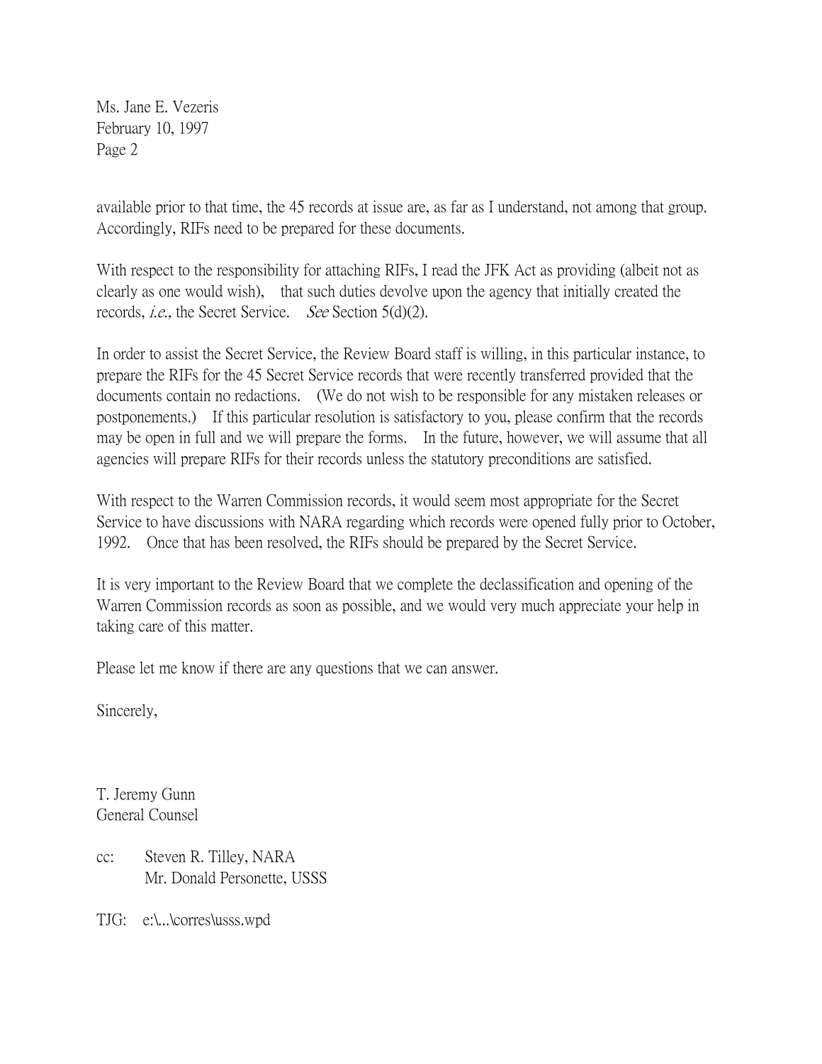available prior to that time, the 45 records at issue are, as far as I understand, not among that group. Accordingly, RIFs need to be prepared for these documents.

With respect to the responsibility for attaching RIFs, I read the JFK Act as providing (albeit not as clearly as one would wish), that such duties devolve upon the agency that initially created the records, *i.e.,* the Secret Service. *See* Section 5(d)(2).

In order to assist the Secret Service, the Review Board staff is willing, in this particular instance, to prepare the RIFs for the 45 Secret Service records that were recently transferred provided that the documents contain no redactions. (We do not wish to be responsible for any mistaken releases or postponements.) If this particular resolution is satisfactory to you, please confirm that the records may be open in full and we will prepare the forms. In the future, however, we will assume that all agencies will prepare RIFs for their records unless the statutory preconditions are satisfied.

With respect to the Warren Commission records, it would seem most appropriate for the Secret Service to have discussions with NARA regarding which records were opened fully prior to October, 1992. Once that has been resolved, the RIFs should be prepared by the Secret Service.

It is very important to the Review Board that we complete the declassification and opening of the Warren Commission records as soon as possible, and we would very much appreciate your help in taking care of this matter.

Please let me know if there are any questions that we can answer.

Sincerely,

T. Jeremy Gunn
General Counsel

cc: Steven R. Tilley, NARA
Mr. Donald Personette, USSS

TJG: e:\...\corres\usss.wpd